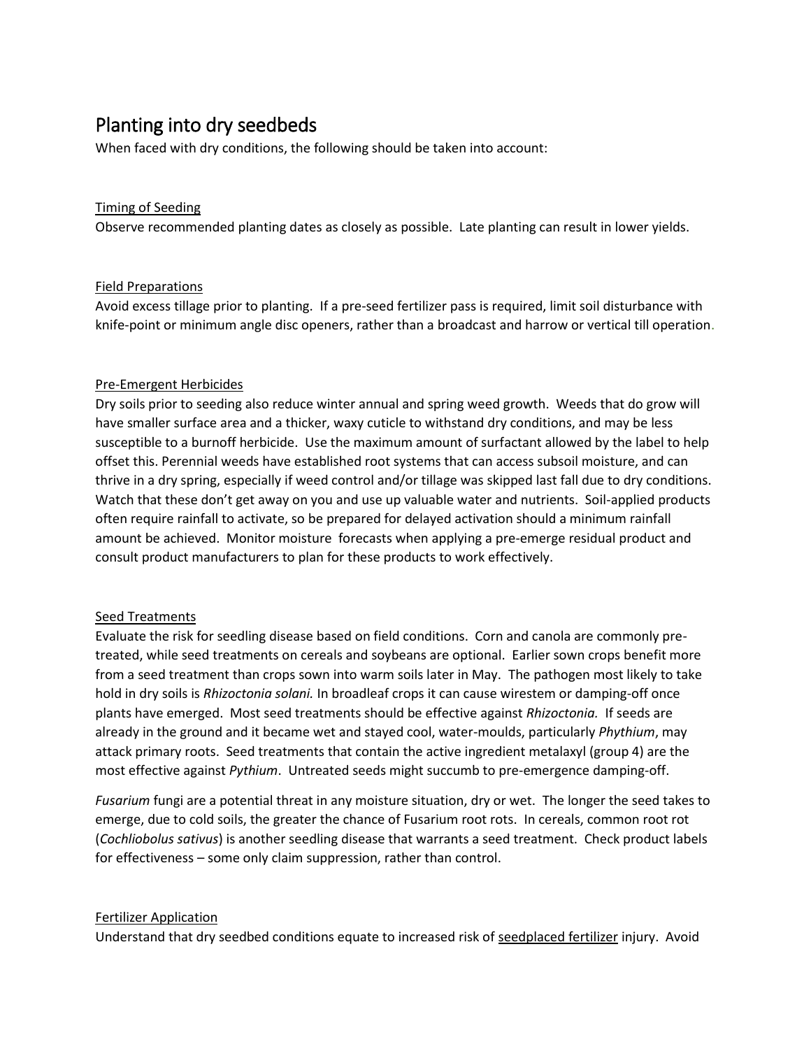# Planting into dry seedbeds

When faced with dry conditions, the following should be taken into account:

## Timing of Seeding

Observe recommended planting dates as closely as possible. Late planting can result in lower yields.

## Field Preparations

Avoid excess tillage prior to planting. If a pre-seed fertilizer pass is required, limit soil disturbance with knife-point or minimum angle disc openers, rather than a broadcast and harrow or vertical till operation.

## Pre-Emergent Herbicides

Dry soils prior to seeding also reduce winter annual and spring weed growth. Weeds that do grow will have smaller surface area and a thicker, waxy cuticle to withstand dry conditions, and may be less susceptible to a burnoff herbicide. Use the maximum amount of surfactant allowed by the label to help offset this. Perennial weeds have established root systems that can access subsoil moisture, and can thrive in a dry spring, especially if weed control and/or tillage was skipped last fall due to dry conditions. Watch that these don't get away on you and use up valuable water and nutrients. Soil-applied products often require rainfall to activate, so be prepared for delayed activation should a minimum rainfall amount be achieved. Monitor moisture forecasts when applying a pre-emerge residual product and consult product manufacturers to plan for these products to work effectively.

## Seed Treatments

Evaluate the risk for seedling disease based on field conditions. Corn and canola are commonly pre-treated, while seed treatments on cereals and soybeans are optional. Earlier sown crops benefit more from a seed treatment than crops sown into warm soils later in May. The pathogen most likely to take hold in dry soils is *Rhizoctonia solani.* In broadleaf crops it can cause wirestem or damping-off once plants have emerged. Most seed treatments should be effective against *Rhizoctonia.* If seeds are already in the ground and it became wet and stayed cool, water-moulds, particularly *Phythium*, may attack primary roots. Seed treatments that contain the active ingredient metalaxyl (group 4) are the most effective against *Pythium*. Untreated seeds might succumb to pre-emergence damping-off.

*Fusarium* fungi are a potential threat in any moisture situation, dry or wet. The longer the seed takes to emerge, due to cold soils, the greater the chance of Fusarium root rots. In cereals, common root rot (*Cochliobolus sativus*) is another seedling disease that warrants a seed treatment. Check product labels for effectiveness – some only claim suppression, rather than control.

## Fertilizer Application

Understand that dry seedbed conditions equate to increased risk of seedplaced fertilizer injury. Avoid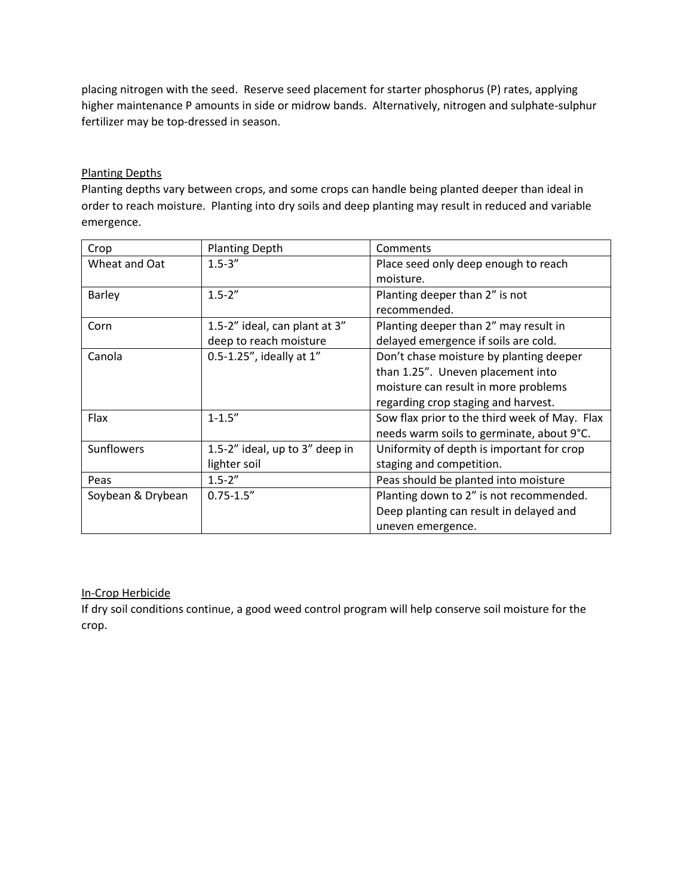placing nitrogen with the seed. Reserve seed placement for starter phosphorus (P) rates, applying higher maintenance P amounts in side or midrow bands. Alternatively, nitrogen and sulphate-sulphur fertilizer may be top-dressed in season.

## Planting Depths

Planting depths vary between crops, and some crops can handle being planted deeper than ideal in order to reach moisture. Planting into dry soils and deep planting may result in reduced and variable emergence.

| Crop | Planting Depth | Comments |
|---|---|---|
| Wheat and Oat | 1.5-3" | Place seed only deep enough to reach moisture. |
| Barley | 1.5-2" | Planting deeper than 2" is not recommended. |
| Corn | 1.5-2" ideal, can plant at 3" deep to reach moisture | Planting deeper than 2" may result in delayed emergence if soils are cold. |
| Canola | 0.5-1.25", ideally at 1" | Don't chase moisture by planting deeper than 1.25". Uneven placement into moisture can result in more problems regarding crop staging and harvest. |
| Flax | 1-1.5" | Sow flax prior to the third week of May. Flax needs warm soils to germinate, about 9°C. |
| Sunflowers | 1.5-2" ideal, up to 3" deep in lighter soil | Uniformity of depth is important for crop staging and competition. |
| Peas | 1.5-2" | Peas should be planted into moisture |
| Soybean & Drybean | 0.75-1.5" | Planting down to 2" is not recommended. Deep planting can result in delayed and uneven emergence. |

## In-Crop Herbicide

If dry soil conditions continue, a good weed control program will help conserve soil moisture for the crop.